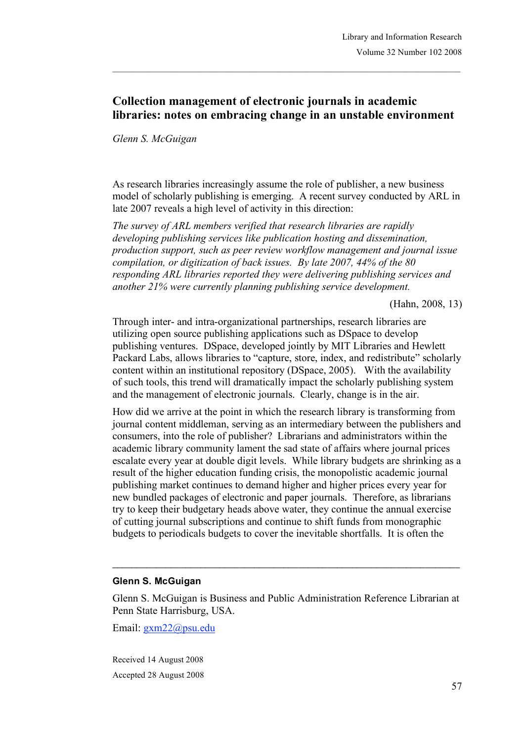# Collection management of electronic journals in academic libraries: notes on embracing change in an unstable environment

*Glenn S. McGuigan*

As research libraries increasingly assume the role of publisher, a new business model of scholarly publishing is emerging. A recent survey conducted by ARL in late 2007 reveals a high level of activity in this direction:

*The survey of ARL members verified that research libraries are rapidly developing publishing services like publication hosting and dissemination, production support, such as peer review workflow management and journal issue compilation, or digitization of back issues. By late 2007, 44% of the 80 responding ARL libraries reported they were delivering publishing services and another 21% were currently planning publishing service development.*

(Hahn, 2008, 13)

Through inter- and intra-organizational partnerships, research libraries are utilizing open source publishing applications such as DSpace to develop publishing ventures. DSpace, developed jointly by MIT Libraries and Hewlett Packard Labs, allows libraries to "capture, store, index, and redistribute" scholarly content within an institutional repository (DSpace, 2005). With the availability of such tools, this trend will dramatically impact the scholarly publishing system and the management of electronic journals. Clearly, change is in the air.

How did we arrive at the point in which the research library is transforming from journal content middleman, serving as an intermediary between the publishers and consumers, into the role of publisher? Librarians and administrators within the academic library community lament the sad state of affairs where journal prices escalate every year at double digit levels. While library budgets are shrinking as a result of the higher education funding crisis, the monopolistic academic journal publishing market continues to demand higher and higher prices every year for new bundled packages of electronic and paper journals. Therefore, as librarians try to keep their budgetary heads above water, they continue the annual exercise of cutting journal subscriptions and continue to shift funds from monographic budgets to periodicals budgets to cover the inevitable shortfalls. It is often the

---

**Glenn S. McGuigan**

Glenn S. McGuigan is Business and Public Administration Reference Librarian at Penn State Harrisburg, USA.

Email: gxm22@psu.edu

Received 14 August 2008

Accepted 28 August 2008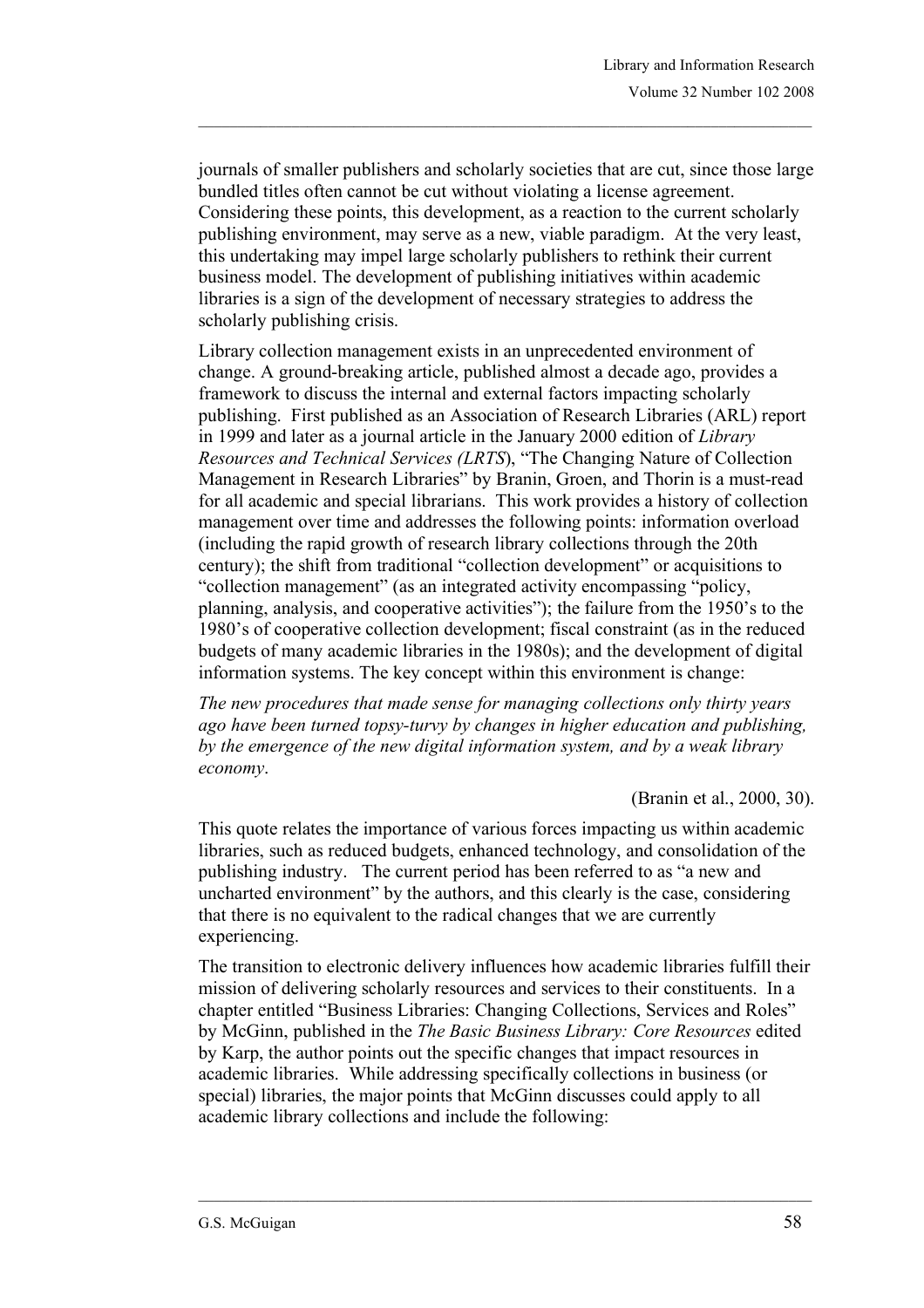journals of smaller publishers and scholarly societies that are cut, since those large bundled titles often cannot be cut without violating a license agreement. Considering these points, this development, as a reaction to the current scholarly publishing environment, may serve as a new, viable paradigm. At the very least, this undertaking may impel large scholarly publishers to rethink their current business model. The development of publishing initiatives within academic libraries is a sign of the development of necessary strategies to address the scholarly publishing crisis.

Library collection management exists in an unprecedented environment of change. A ground-breaking article, published almost a decade ago, provides a framework to discuss the internal and external factors impacting scholarly publishing. First published as an Association of Research Libraries (ARL) report in 1999 and later as a journal article in the January 2000 edition of *Library Resources and Technical Services (LRTS)*, "The Changing Nature of Collection Management in Research Libraries" by Branin, Groen, and Thorin is a must-read for all academic and special librarians. This work provides a history of collection management over time and addresses the following points: information overload (including the rapid growth of research library collections through the 20th century); the shift from traditional "collection development" or acquisitions to "collection management" (as an integrated activity encompassing "policy, planning, analysis, and cooperative activities"); the failure from the 1950's to the 1980's of cooperative collection development; fiscal constraint (as in the reduced budgets of many academic libraries in the 1980s); and the development of digital information systems. The key concept within this environment is change:

*The new procedures that made sense for managing collections only thirty years ago have been turned topsy-turvy by changes in higher education and publishing, by the emergence of the new digital information system, and by a weak library economy*.

(Branin et al., 2000, 30).

This quote relates the importance of various forces impacting us within academic libraries, such as reduced budgets, enhanced technology, and consolidation of the publishing industry. The current period has been referred to as "a new and uncharted environment" by the authors, and this clearly is the case, considering that there is no equivalent to the radical changes that we are currently experiencing.

The transition to electronic delivery influences how academic libraries fulfill their mission of delivering scholarly resources and services to their constituents. In a chapter entitled "Business Libraries: Changing Collections, Services and Roles" by McGinn, published in the *The Basic Business Library: Core Resources* edited by Karp, the author points out the specific changes that impact resources in academic libraries. While addressing specifically collections in business (or special) libraries, the major points that McGinn discusses could apply to all academic library collections and include the following: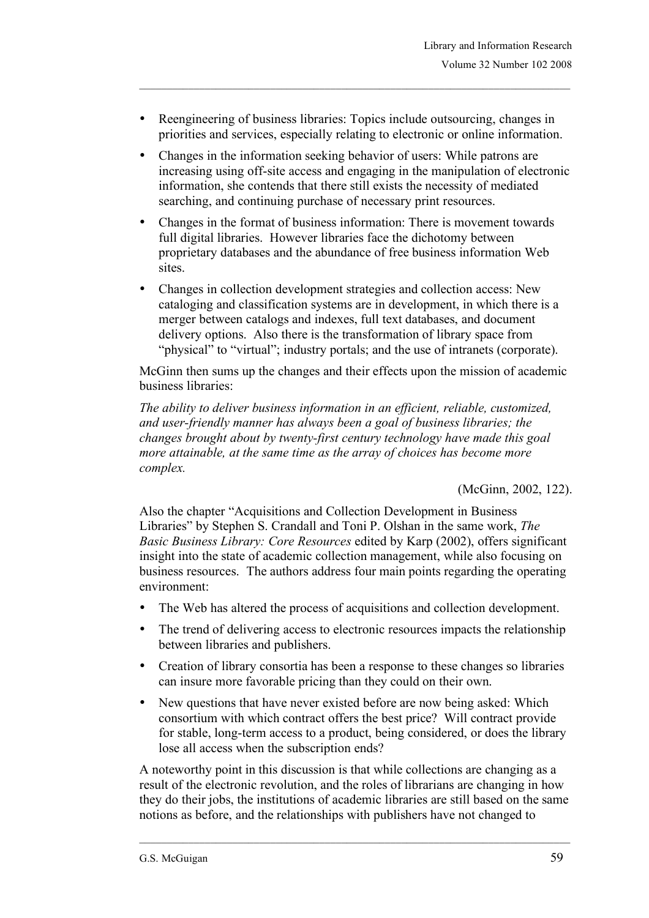- Reengineering of business libraries: Topics include outsourcing, changes in priorities and services, especially relating to electronic or online information.
- Changes in the information seeking behavior of users: While patrons are increasing using off-site access and engaging in the manipulation of electronic information, she contends that there still exists the necessity of mediated searching, and continuing purchase of necessary print resources.
- Changes in the format of business information: There is movement towards full digital libraries. However libraries face the dichotomy between proprietary databases and the abundance of free business information Web sites.
- Changes in collection development strategies and collection access: New cataloging and classification systems are in development, in which there is a merger between catalogs and indexes, full text databases, and document delivery options. Also there is the transformation of library space from "physical" to "virtual"; industry portals; and the use of intranets (corporate).

McGinn then sums up the changes and their effects upon the mission of academic business libraries:

*The ability to deliver business information in an efficient, reliable, customized, and user-friendly manner has always been a goal of business libraries; the changes brought about by twenty-first century technology have made this goal more attainable, at the same time as the array of choices has become more complex.*

(McGinn, 2002, 122).

Also the chapter "Acquisitions and Collection Development in Business Libraries" by Stephen S. Crandall and Toni P. Olshan in the same work, *The Basic Business Library: Core Resources* edited by Karp (2002), offers significant insight into the state of academic collection management, while also focusing on business resources. The authors address four main points regarding the operating environment:

- The Web has altered the process of acquisitions and collection development.
- The trend of delivering access to electronic resources impacts the relationship between libraries and publishers.
- Creation of library consortia has been a response to these changes so libraries can insure more favorable pricing than they could on their own.
- New questions that have never existed before are now being asked: Which consortium with which contract offers the best price? Will contract provide for stable, long-term access to a product, being considered, or does the library lose all access when the subscription ends?

A noteworthy point in this discussion is that while collections are changing as a result of the electronic revolution, and the roles of librarians are changing in how they do their jobs, the institutions of academic libraries are still based on the same notions as before, and the relationships with publishers have not changed to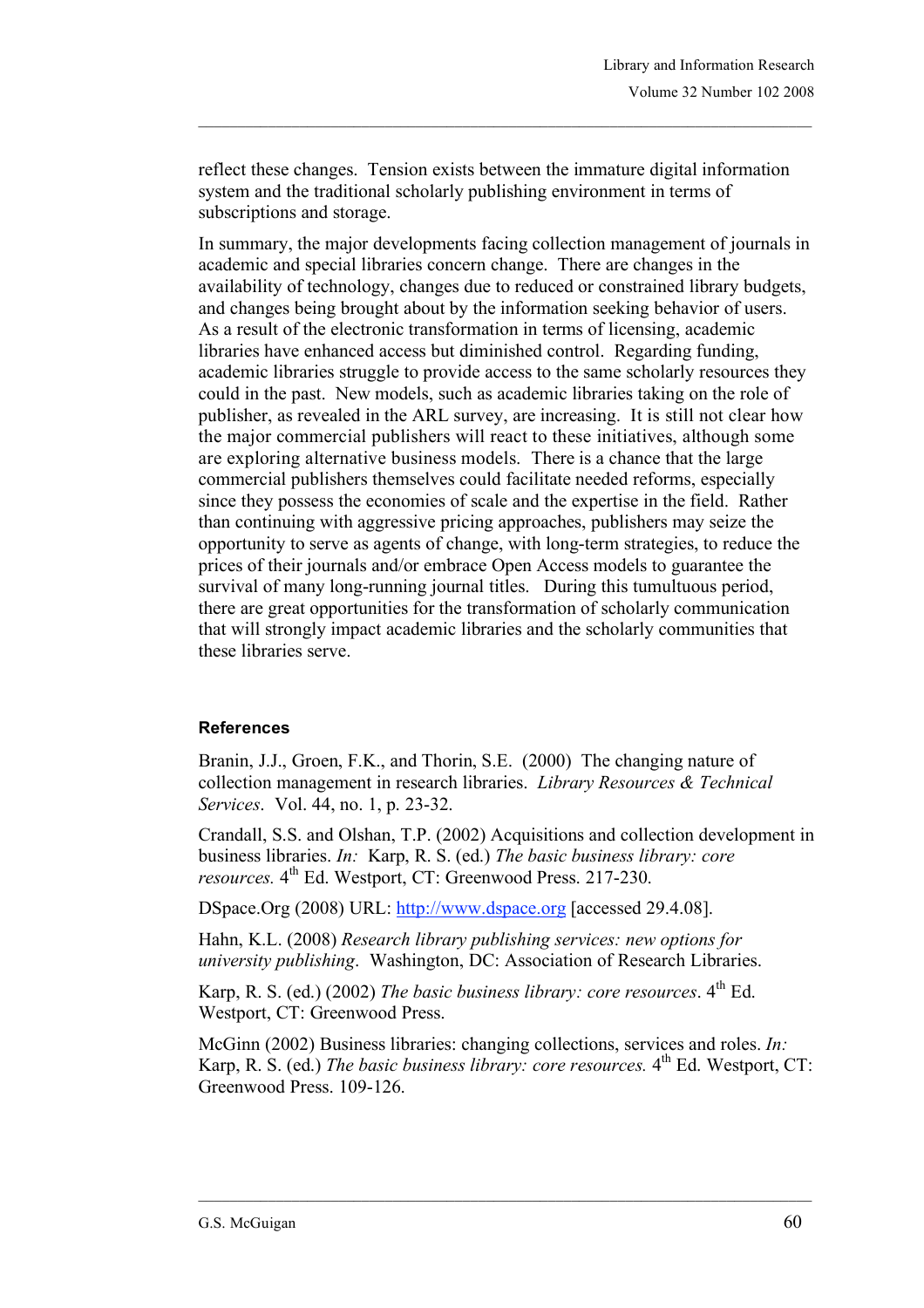reflect these changes. Tension exists between the immature digital information system and the traditional scholarly publishing environment in terms of subscriptions and storage.

In summary, the major developments facing collection management of journals in academic and special libraries concern change. There are changes in the availability of technology, changes due to reduced or constrained library budgets, and changes being brought about by the information seeking behavior of users. As a result of the electronic transformation in terms of licensing, academic libraries have enhanced access but diminished control. Regarding funding, academic libraries struggle to provide access to the same scholarly resources they could in the past. New models, such as academic libraries taking on the role of publisher, as revealed in the ARL survey, are increasing. It is still not clear how the major commercial publishers will react to these initiatives, although some are exploring alternative business models. There is a chance that the large commercial publishers themselves could facilitate needed reforms, especially since they possess the economies of scale and the expertise in the field. Rather than continuing with aggressive pricing approaches, publishers may seize the opportunity to serve as agents of change, with long-term strategies, to reduce the prices of their journals and/or embrace Open Access models to guarantee the survival of many long-running journal titles. During this tumultuous period, there are great opportunities for the transformation of scholarly communication that will strongly impact academic libraries and the scholarly communities that these libraries serve.

### References

Branin, J.J., Groen, F.K., and Thorin, S.E. (2000) The changing nature of collection management in research libraries. *Library Resources & Technical Services*. Vol. 44, no. 1, p. 23-32.

Crandall, S.S. and Olshan, T.P. (2002) Acquisitions and collection development in business libraries. *In:* Karp, R. S. (ed.) *The basic business library: core resources.* 4th Ed. Westport, CT: Greenwood Press. 217-230.

DSpace.Org (2008) URL: http://www.dspace.org [accessed 29.4.08].

Hahn, K.L. (2008) *Research library publishing services: new options for university publishing*. Washington, DC: Association of Research Libraries.

Karp, R. S. (ed.) (2002) *The basic business library: core resources*. 4th Ed. Westport, CT: Greenwood Press.

McGinn (2002) Business libraries: changing collections, services and roles. *In:* Karp, R. S. (ed.) *The basic business library: core resources.* 4th Ed. Westport, CT: Greenwood Press. 109-126.